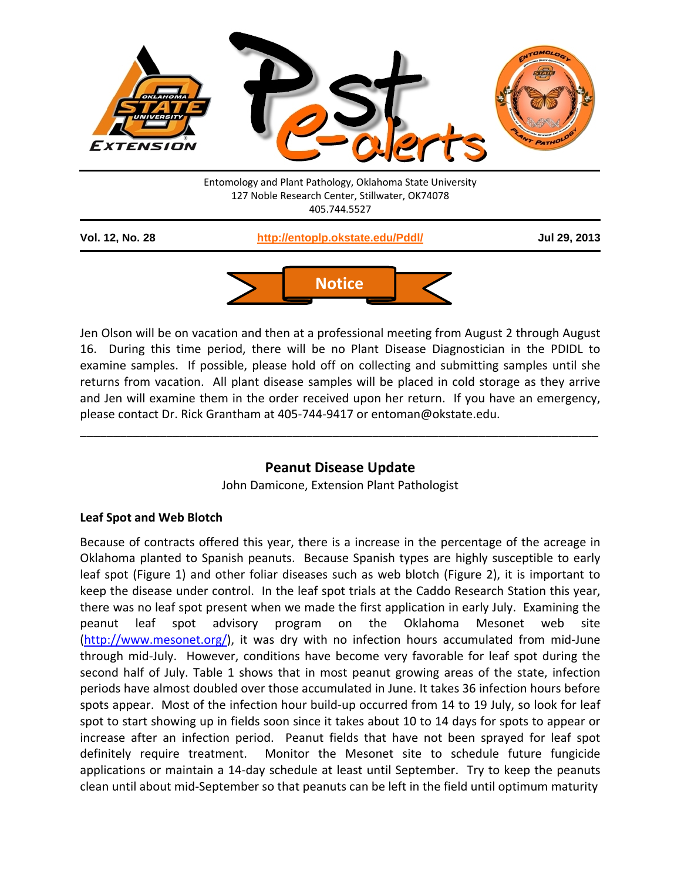Entomology and Plant Pathology, Oklahoma State University
127 Noble Research Center, Stillwater, OK74078
405.744.5527

**Vol. 12, No. 28** | **http://entoplp.okstate.edu/Pddl/** | **Jul 29, 2013**

## Notice

Jen Olson will be on vacation and then at a professional meeting from August 2 through August 16. During this time period, there will be no Plant Disease Diagnostician in the PDIDL to examine samples. If possible, please hold off on collecting and submitting samples until she returns from vacation. All plant disease samples will be placed in cold storage as they arrive and Jen will examine them in the order received upon her return. If you have an emergency, please contact Dr. Rick Grantham at 405-744-9417 or entoman@okstate.edu.

---

## Peanut Disease Update

John Damicone, Extension Plant Pathologist

### Leaf Spot and Web Blotch

Because of contracts offered this year, there is a increase in the percentage of the acreage in Oklahoma planted to Spanish peanuts. Because Spanish types are highly susceptible to early leaf spot (Figure 1) and other foliar diseases such as web blotch (Figure 2), it is important to keep the disease under control. In the leaf spot trials at the Caddo Research Station this year, there was no leaf spot present when we made the first application in early July. Examining the peanut leaf spot advisory program on the Oklahoma Mesonet web site (http://www.mesonet.org/), it was dry with no infection hours accumulated from mid-June through mid-July. However, conditions have become very favorable for leaf spot during the second half of July. Table 1 shows that in most peanut growing areas of the state, infection periods have almost doubled over those accumulated in June. It takes 36 infection hours before spots appear. Most of the infection hour build-up occurred from 14 to 19 July, so look for leaf spot to start showing up in fields soon since it takes about 10 to 14 days for spots to appear or increase after an infection period. Peanut fields that have not been sprayed for leaf spot definitely require treatment. Monitor the Mesonet site to schedule future fungicide applications or maintain a 14-day schedule at least until September. Try to keep the peanuts clean until about mid-September so that peanuts can be left in the field until optimum maturity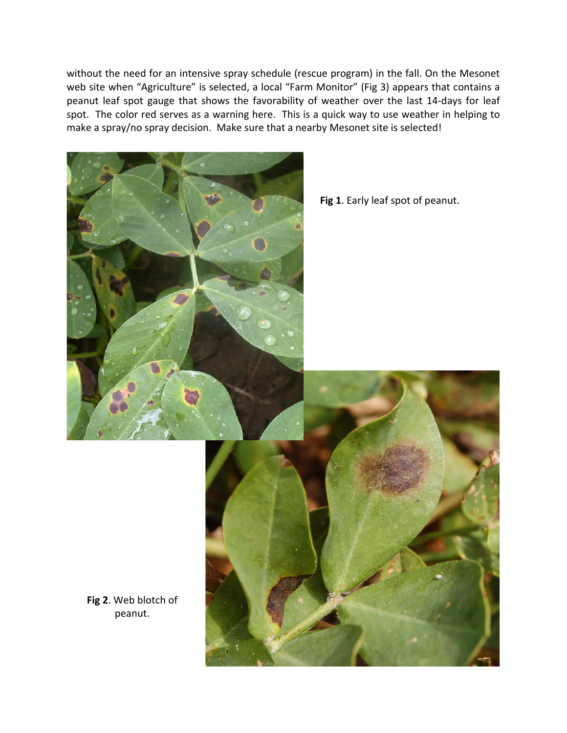without the need for an intensive spray schedule (rescue program) in the fall. On the Mesonet web site when "Agriculture" is selected, a local "Farm Monitor" (Fig 3) appears that contains a peanut leaf spot gauge that shows the favorability of weather over the last 14-days for leaf spot. The color red serves as a warning here. This is a quick way to use weather in helping to make a spray/no spray decision. Make sure that a nearby Mesonet site is selected!

**Fig 1**. Early leaf spot of peanut.

**Fig 2**. Web blotch of peanut.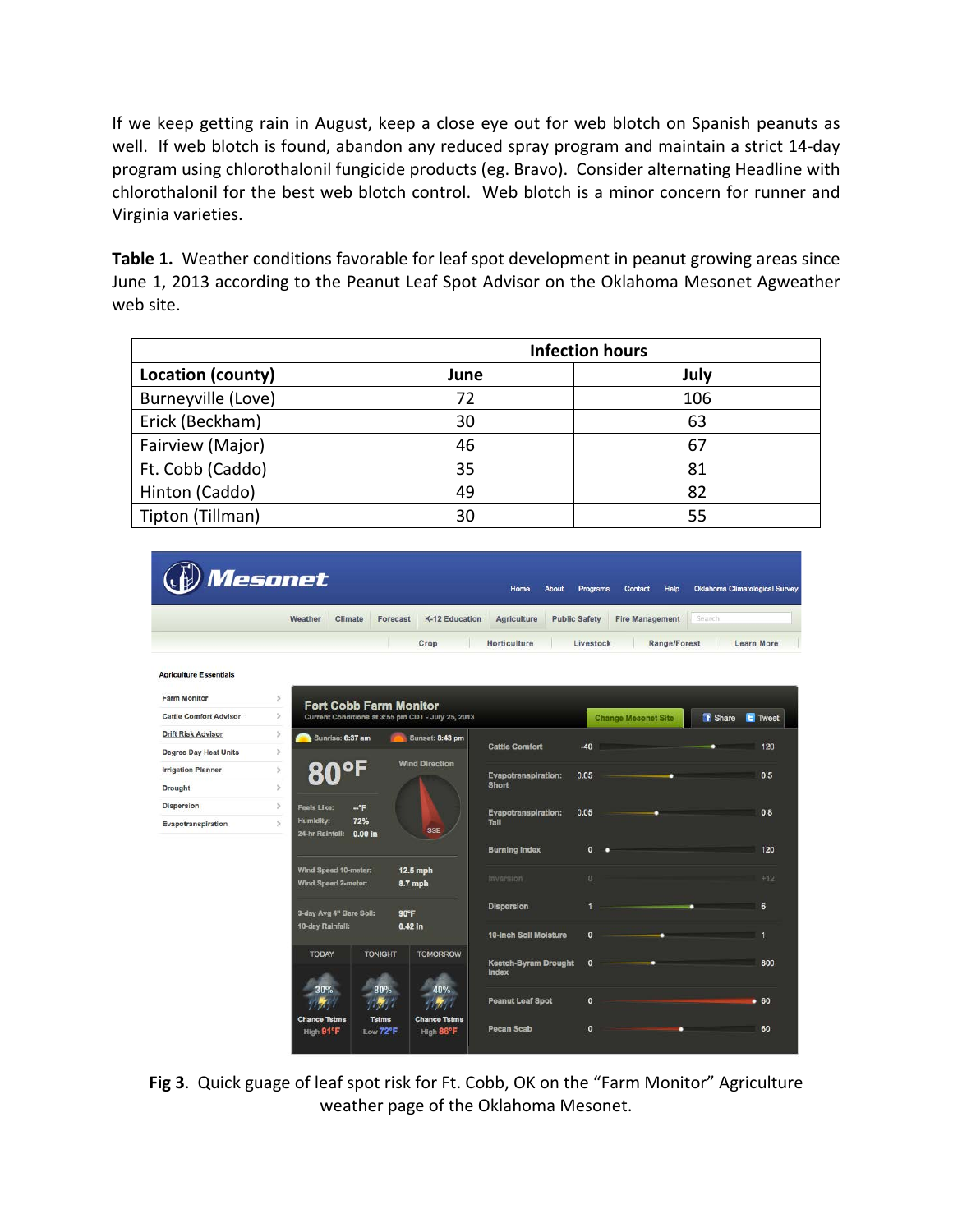If we keep getting rain in August, keep a close eye out for web blotch on Spanish peanuts as well. If web blotch is found, abandon any reduced spray program and maintain a strict 14-day program using chlorothalonil fungicide products (eg. Bravo). Consider alternating Headline with chlorothalonil for the best web blotch control. Web blotch is a minor concern for runner and Virginia varieties.

**Table 1.** Weather conditions favorable for leaf spot development in peanut growing areas since June 1, 2013 according to the Peanut Leaf Spot Advisor on the Oklahoma Mesonet Agweather web site.

| | Infection hours | |
|---|---|---|
| **Location (county)** | **June** | **July** |
| Burneyville (Love) | 72 | 106 |
| Erick (Beckham) | 30 | 63 |
| Fairview (Major) | 46 | 67 |
| Ft. Cobb (Caddo) | 35 | 81 |
| Hinton (Caddo) | 49 | 82 |
| Tipton (Tillman) | 30 | 55 |

**Fig 3**. Quick guage of leaf spot risk for Ft. Cobb, OK on the "Farm Monitor" Agriculture weather page of the Oklahoma Mesonet.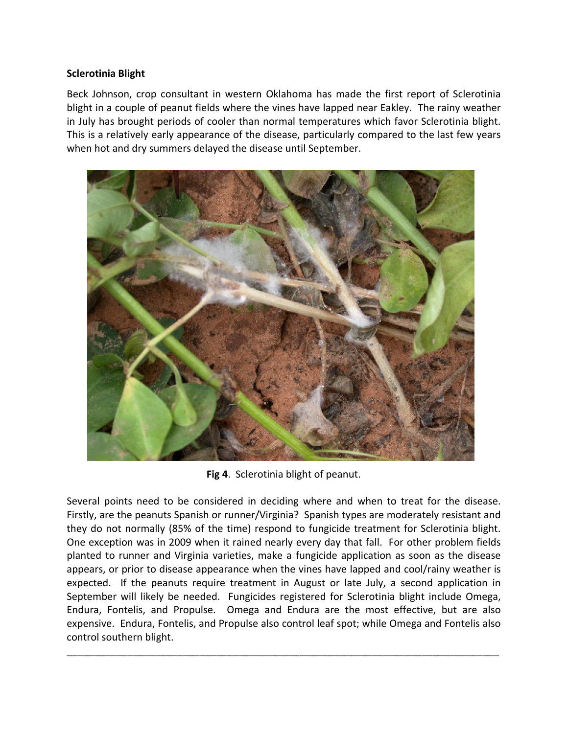**Sclerotinia Blight**

Beck Johnson, crop consultant in western Oklahoma has made the first report of Sclerotinia blight in a couple of peanut fields where the vines have lapped near Eakley. The rainy weather in July has brought periods of cooler than normal temperatures which favor Sclerotinia blight. This is a relatively early appearance of the disease, particularly compared to the last few years when hot and dry summers delayed the disease until September.

**Fig 4**. Sclerotinia blight of peanut.

Several points need to be considered in deciding where and when to treat for the disease. Firstly, are the peanuts Spanish or runner/Virginia? Spanish types are moderately resistant and they do not normally (85% of the time) respond to fungicide treatment for Sclerotinia blight. One exception was in 2009 when it rained nearly every day that fall. For other problem fields planted to runner and Virginia varieties, make a fungicide application as soon as the disease appears, or prior to disease appearance when the vines have lapped and cool/rainy weather is expected. If the peanuts require treatment in August or late July, a second application in September will likely be needed. Fungicides registered for Sclerotinia blight include Omega, Endura, Fontelis, and Propulse. Omega and Endura are the most effective, but are also expensive. Endura, Fontelis, and Propulse also control leaf spot; while Omega and Fontelis also control southern blight.

---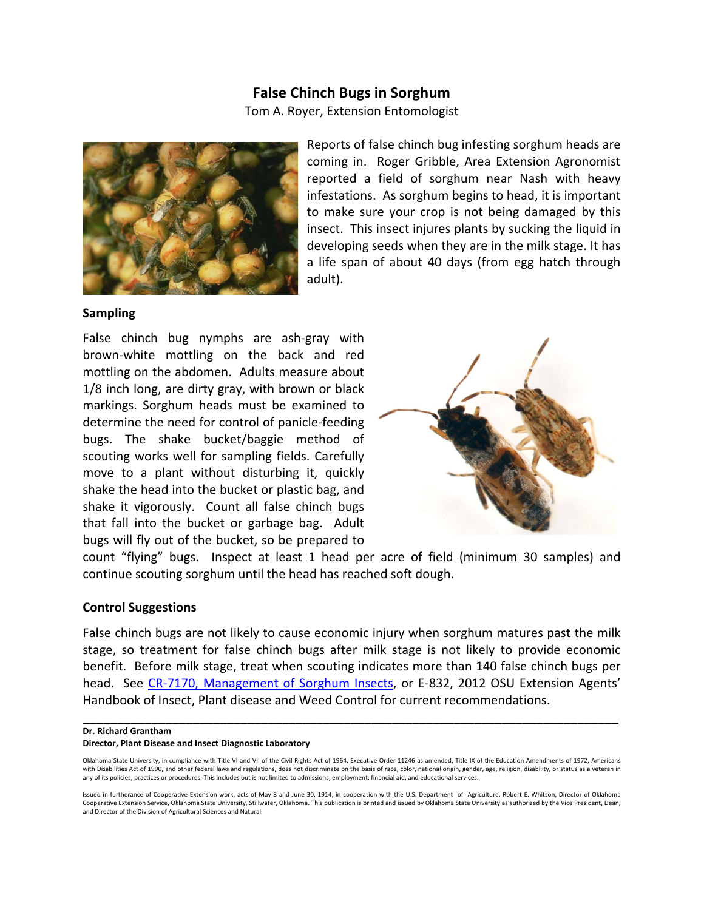# False Chinch Bugs in Sorghum

Tom A. Royer, Extension Entomologist

Reports of false chinch bug infesting sorghum heads are coming in. Roger Gribble, Area Extension Agronomist reported a field of sorghum near Nash with heavy infestations. As sorghum begins to head, it is important to make sure your crop is not being damaged by this insect. This insect injures plants by sucking the liquid in developing seeds when they are in the milk stage. It has a life span of about 40 days (from egg hatch through adult).

**Sampling**

False chinch bug nymphs are ash-gray with brown-white mottling on the back and red mottling on the abdomen. Adults measure about 1/8 inch long, are dirty gray, with brown or black markings. Sorghum heads must be examined to determine the need for control of panicle-feeding bugs. The shake bucket/baggie method of scouting works well for sampling fields. Carefully move to a plant without disturbing it, quickly shake the head into the bucket or plastic bag, and shake it vigorously. Count all false chinch bugs that fall into the bucket or garbage bag. Adult bugs will fly out of the bucket, so be prepared to count "flying" bugs. Inspect at least 1 head per acre of field (minimum 30 samples) and continue scouting sorghum until the head has reached soft dough.

**Control Suggestions**

False chinch bugs are not likely to cause economic injury when sorghum matures past the milk stage, so treatment for false chinch bugs after milk stage is not likely to provide economic benefit. Before milk stage, treat when scouting indicates more than 140 false chinch bugs per head. See CR-7170, Management of Sorghum Insects, or E-832, 2012 OSU Extension Agents' Handbook of Insect, Plant disease and Weed Control for current recommendations.

---

**Dr. Richard Grantham**
**Director, Plant Disease and Insect Diagnostic Laboratory**

Oklahoma State University, in compliance with Title VI and VII of the Civil Rights Act of 1964, Executive Order 11246 as amended, Title IX of the Education Amendments of 1972, Americans with Disabilities Act of 1990, and other federal laws and regulations, does not discriminate on the basis of race, color, national origin, gender, age, religion, disability, or status as a veteran in any of its policies, practices or procedures. This includes but is not limited to admissions, employment, financial aid, and educational services.

Issued in furtherance of Cooperative Extension work, acts of May 8 and June 30, 1914, in cooperation with the U.S. Department of Agriculture, Robert E. Whitson, Director of Oklahoma Cooperative Extension Service, Oklahoma State University, Stillwater, Oklahoma. This publication is printed and issued by Oklahoma State University as authorized by the Vice President, Dean, and Director of the Division of Agricultural Sciences and Natural.